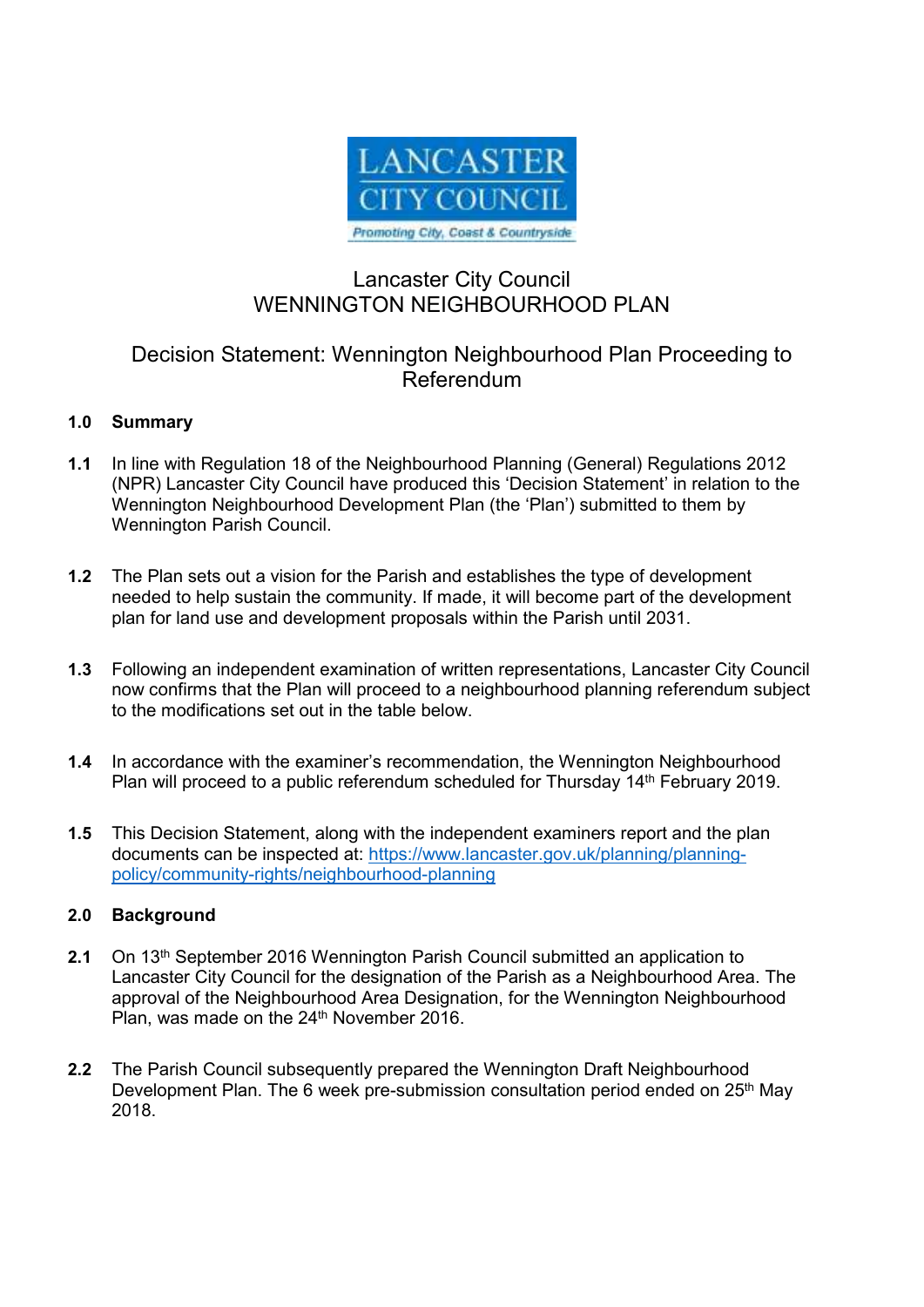LANCASTER CITY COUNCIL

Promoting City, Coast & Countryside

# Lancaster City Council
# WENNINGTON NEIGHBOURHOOD PLAN

## Decision Statement: Wennington Neighbourhood Plan Proceeding to Referendum

### 1.0 Summary

**1.1** In line with Regulation 18 of the Neighbourhood Planning (General) Regulations 2012 (NPR) Lancaster City Council have produced this 'Decision Statement' in relation to the Wennington Neighbourhood Development Plan (the 'Plan') submitted to them by Wennington Parish Council.

**1.2** The Plan sets out a vision for the Parish and establishes the type of development needed to help sustain the community. If made, it will become part of the development plan for land use and development proposals within the Parish until 2031.

**1.3** Following an independent examination of written representations, Lancaster City Council now confirms that the Plan will proceed to a neighbourhood planning referendum subject to the modifications set out in the table below.

**1.4** In accordance with the examiner's recommendation, the Wennington Neighbourhood Plan will proceed to a public referendum scheduled for Thursday 14th February 2019.

**1.5** This Decision Statement, along with the independent examiners report and the plan documents can be inspected at: https://www.lancaster.gov.uk/planning/planning-policy/community-rights/neighbourhood-planning

### 2.0 Background

**2.1** On 13th September 2016 Wennington Parish Council submitted an application to Lancaster City Council for the designation of the Parish as a Neighbourhood Area. The approval of the Neighbourhood Area Designation, for the Wennington Neighbourhood Plan, was made on the 24th November 2016.

**2.2** The Parish Council subsequently prepared the Wennington Draft Neighbourhood Development Plan. The 6 week pre-submission consultation period ended on 25th May 2018.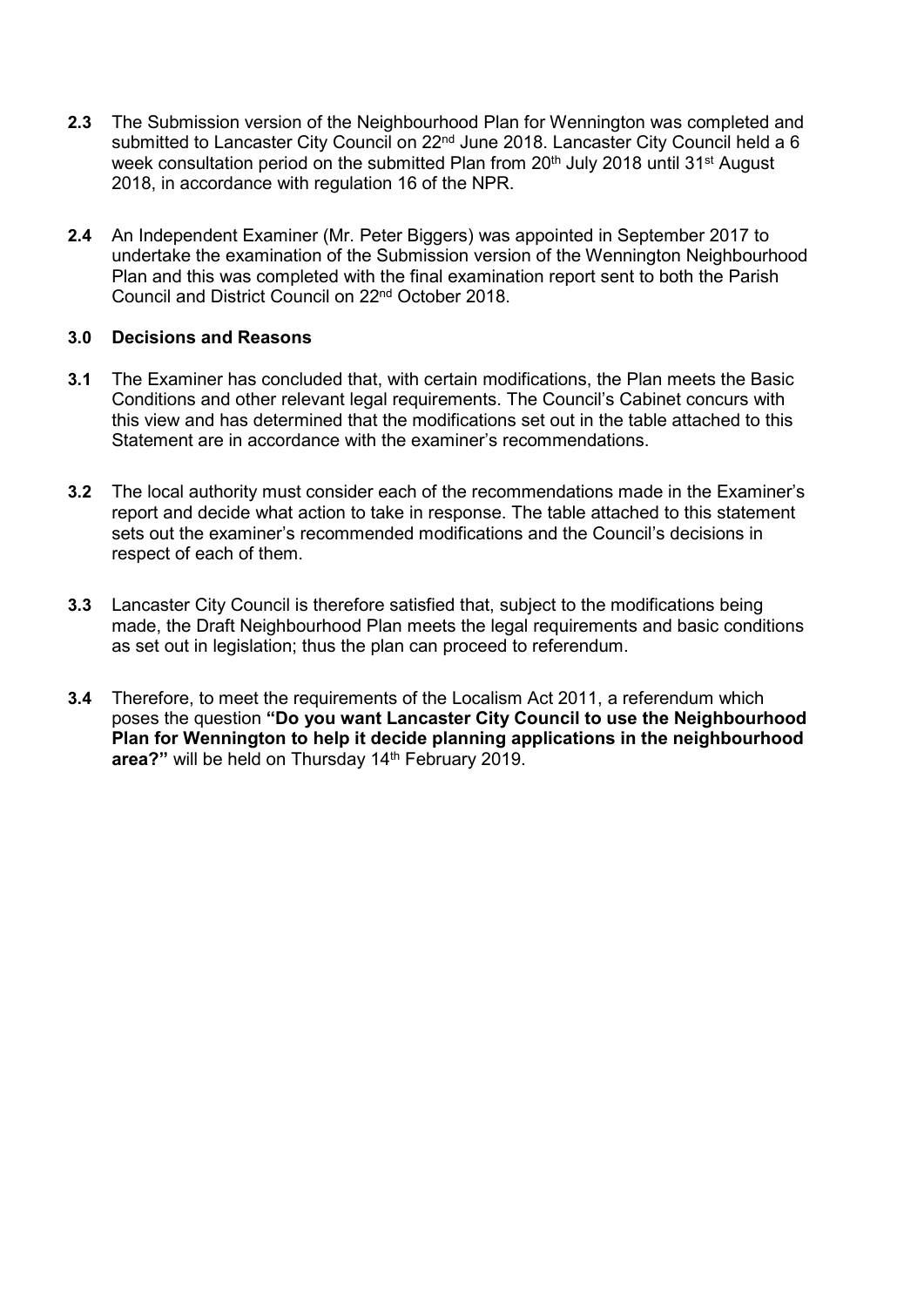**2.3** The Submission version of the Neighbourhood Plan for Wennington was completed and submitted to Lancaster City Council on 22nd June 2018. Lancaster City Council held a 6 week consultation period on the submitted Plan from 20th July 2018 until 31st August 2018, in accordance with regulation 16 of the NPR.

**2.4** An Independent Examiner (Mr. Peter Biggers) was appointed in September 2017 to undertake the examination of the Submission version of the Wennington Neighbourhood Plan and this was completed with the final examination report sent to both the Parish Council and District Council on 22nd October 2018.

## 3.0 Decisions and Reasons

**3.1** The Examiner has concluded that, with certain modifications, the Plan meets the Basic Conditions and other relevant legal requirements. The Council's Cabinet concurs with this view and has determined that the modifications set out in the table attached to this Statement are in accordance with the examiner's recommendations.

**3.2** The local authority must consider each of the recommendations made in the Examiner's report and decide what action to take in response. The table attached to this statement sets out the examiner's recommended modifications and the Council's decisions in respect of each of them.

**3.3** Lancaster City Council is therefore satisfied that, subject to the modifications being made, the Draft Neighbourhood Plan meets the legal requirements and basic conditions as set out in legislation; thus the plan can proceed to referendum.

**3.4** Therefore, to meet the requirements of the Localism Act 2011, a referendum which poses the question **"Do you want Lancaster City Council to use the Neighbourhood Plan for Wennington to help it decide planning applications in the neighbourhood area?"** will be held on Thursday 14th February 2019.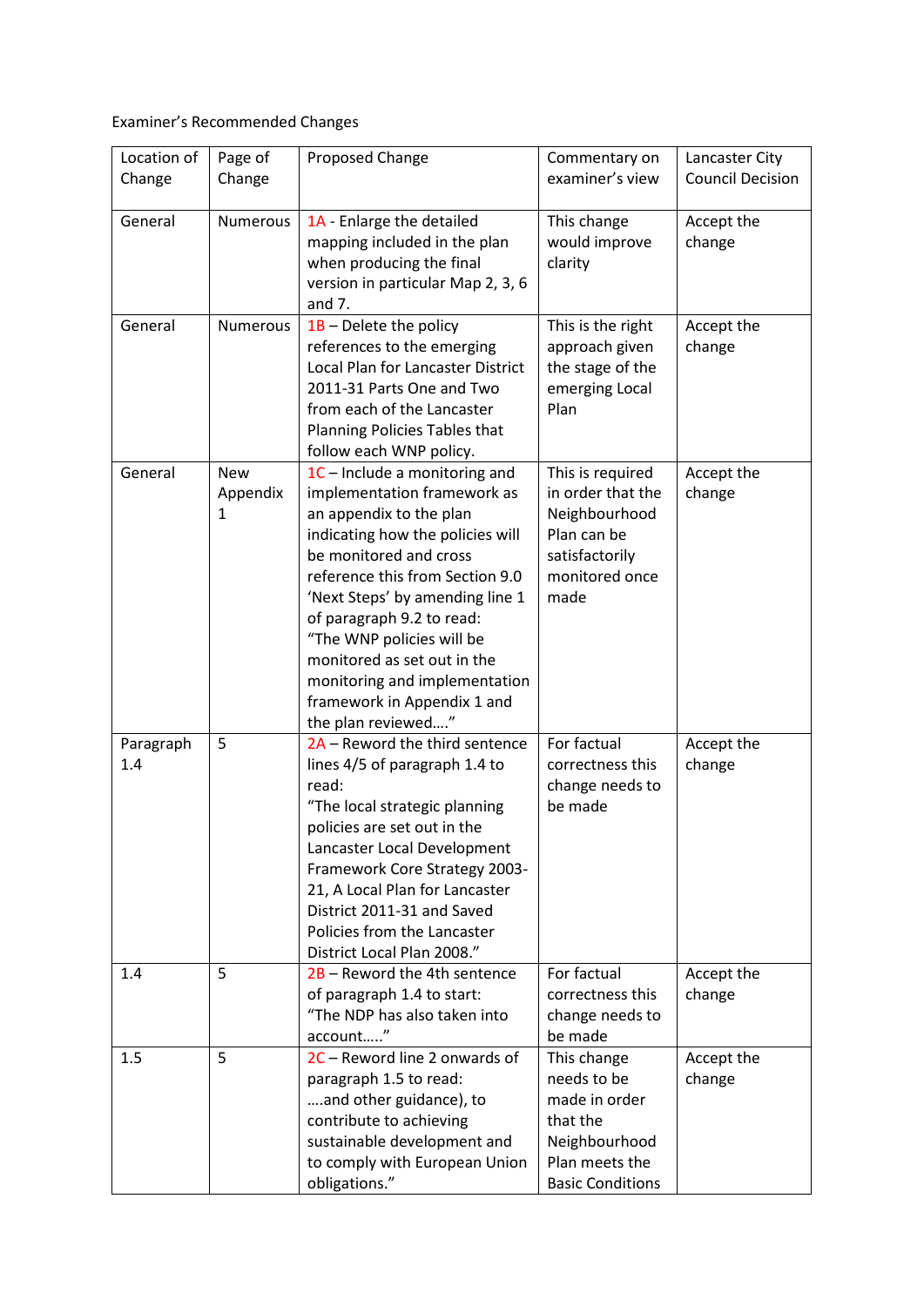Examiner's Recommended Changes

| Location of Change | Page of Change | Proposed Change | Commentary on examiner's view | Lancaster City Council Decision |
|---|---|---|---|---|
| General | Numerous | 1A - Enlarge the detailed mapping included in the plan when producing the final version in particular Map 2, 3, 6 and 7. | This change would improve clarity | Accept the change |
| General | Numerous | 1B – Delete the policy references to the emerging Local Plan for Lancaster District 2011-31 Parts One and Two from each of the Lancaster Planning Policies Tables that follow each WNP policy. | This is the right approach given the stage of the emerging Local Plan | Accept the change |
| General | New Appendix 1 | 1C – Include a monitoring and implementation framework as an appendix to the plan indicating how the policies will be monitored and cross reference this from Section 9.0 'Next Steps' by amending line 1 of paragraph 9.2 to read: "The WNP policies will be monitored as set out in the monitoring and implementation framework in Appendix 1 and the plan reviewed…." | This is required in order that the Neighbourhood Plan can be satisfactorily monitored once made | Accept the change |
| Paragraph 1.4 | 5 | 2A – Reword the third sentence lines 4/5 of paragraph 1.4 to read: "The local strategic planning policies are set out in the Lancaster Local Development Framework Core Strategy 2003-21, A Local Plan for Lancaster District 2011-31 and Saved Policies from the Lancaster District Local Plan 2008." | For factual correctness this change needs to be made | Accept the change |
| 1.4 | 5 | 2B – Reword the 4th sentence of paragraph 1.4 to start: "The NDP has also taken into account….." | For factual correctness this change needs to be made | Accept the change |
| 1.5 | 5 | 2C – Reword line 2 onwards of paragraph 1.5 to read: ….and other guidance), to contribute to achieving sustainable development and to comply with European Union obligations." | This change needs to be made in order that the Neighbourhood Plan meets the Basic Conditions | Accept the change |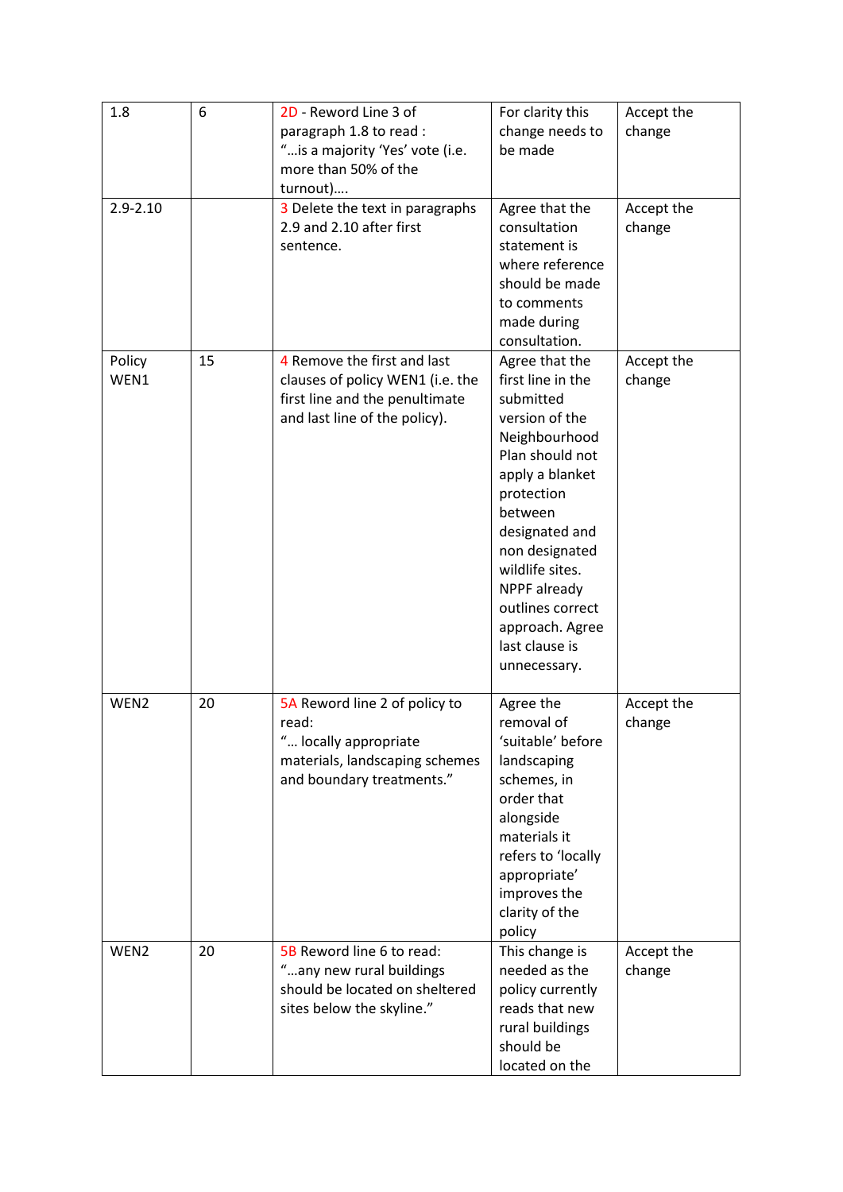| 1.8 | 6 | 2D - Reword Line 3 of paragraph 1.8 to read : "…is a majority 'Yes' vote (i.e. more than 50% of the turnout)…. | For clarity this change needs to be made | Accept the change |
|---|---|---|---|---|
| 2.9-2.10 | | 3 Delete the text in paragraphs 2.9 and 2.10 after first sentence. | Agree that the consultation statement is where reference should be made to comments made during consultation. | Accept the change |
| Policy WEN1 | 15 | 4 Remove the first and last clauses of policy WEN1 (i.e. the first line and the penultimate and last line of the policy). | Agree that the first line in the submitted version of the Neighbourhood Plan should not apply a blanket protection between designated and non designated wildlife sites. NPPF already outlines correct approach. Agree last clause is unnecessary. | Accept the change |
| WEN2 | 20 | 5A Reword line 2 of policy to read: "… locally appropriate materials, landscaping schemes and boundary treatments." | Agree the removal of 'suitable' before landscaping schemes, in order that alongside materials it refers to 'locally appropriate' improves the clarity of the policy | Accept the change |
| WEN2 | 20 | 5B Reword line 6 to read: "…any new rural buildings should be located on sheltered sites below the skyline." | This change is needed as the policy currently reads that new rural buildings should be located on the | Accept the change |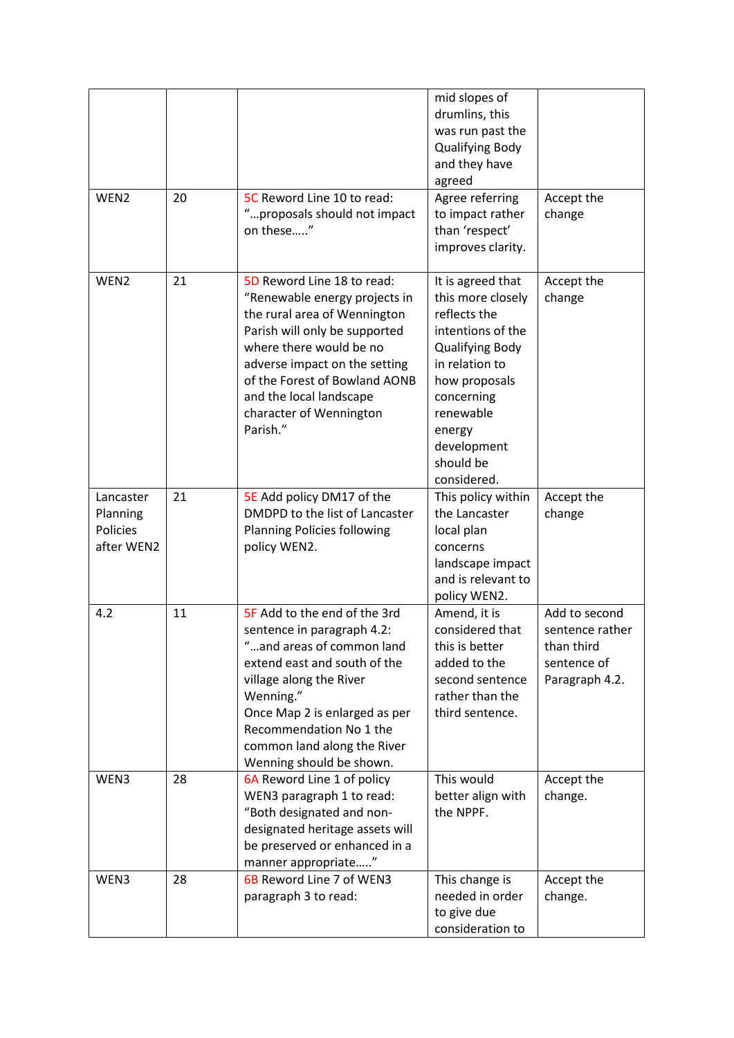|  |  |  | mid slopes of drumlins, this was run past the Qualifying Body and they have agreed |  |
|---|---|---|---|---|
| WEN2 | 20 | 5C Reword Line 10 to read: "…proposals should not impact on these….." | Agree referring to impact rather than 'respect' improves clarity. | Accept the change |
| WEN2 | 21 | 5D Reword Line 18 to read: "Renewable energy projects in the rural area of Wennington Parish will only be supported where there would be no adverse impact on the setting of the Forest of Bowland AONB and the local landscape character of Wennington Parish." | It is agreed that this more closely reflects the intentions of the Qualifying Body in relation to how proposals concerning renewable energy development should be considered. | Accept the change |
| Lancaster Planning Policies after WEN2 | 21 | 5E Add policy DM17 of the DMDPD to the list of Lancaster Planning Policies following policy WEN2. | This policy within the Lancaster local plan concerns landscape impact and is relevant to policy WEN2. | Accept the change |
| 4.2 | 11 | 5F Add to the end of the 3rd sentence in paragraph 4.2: "…and areas of common land extend east and south of the village along the River Wenning." Once Map 2 is enlarged as per Recommendation No 1 the common land along the River Wenning should be shown. | Amend, it is considered that this is better added to the second sentence rather than the third sentence. | Add to second sentence rather than third sentence of Paragraph 4.2. |
| WEN3 | 28 | 6A Reword Line 1 of policy WEN3 paragraph 1 to read: "Both designated and non-designated heritage assets will be preserved or enhanced in a manner appropriate….." | This would better align with the NPPF. | Accept the change. |
| WEN3 | 28 | 6B Reword Line 7 of WEN3 paragraph 3 to read: | This change is needed in order to give due consideration to | Accept the change. |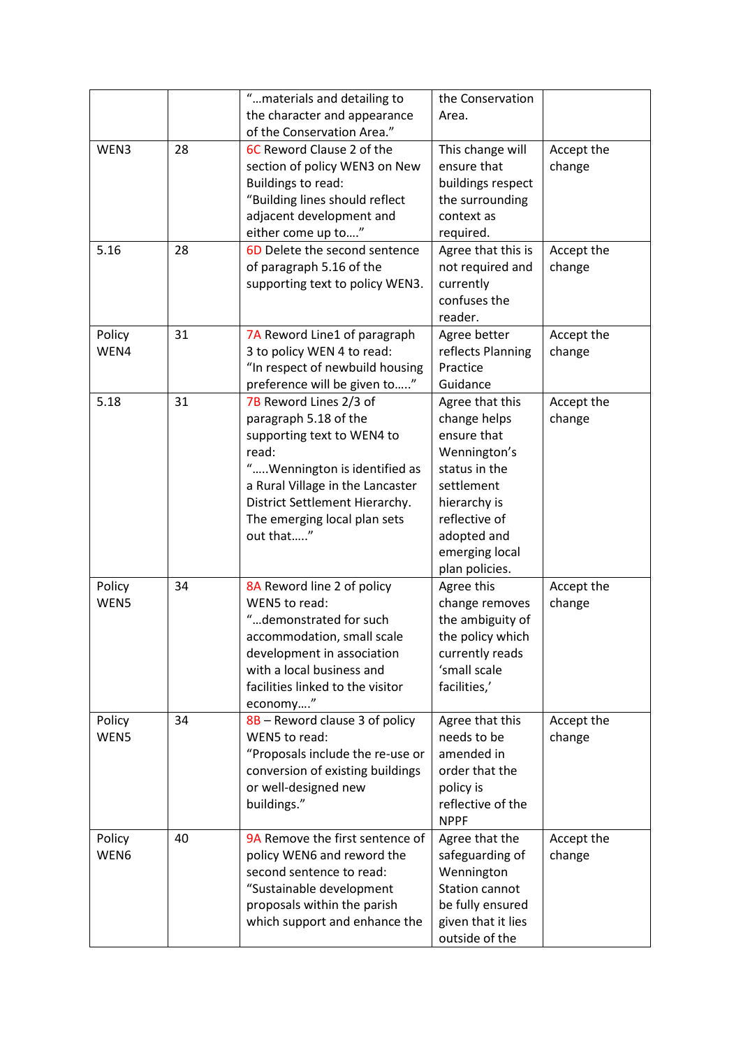| | | "…materials and detailing to the character and appearance of the Conservation Area." | the Conservation Area. | |
|---|---|---|---|---|
| WEN3 | 28 | 6C Reword Clause 2 of the section of policy WEN3 on New Buildings to read: "Building lines should reflect adjacent development and either come up to…." | This change will ensure that buildings respect the surrounding context as required. | Accept the change |
| 5.16 | 28 | 6D Delete the second sentence of paragraph 5.16 of the supporting text to policy WEN3. | Agree that this is not required and currently confuses the reader. | Accept the change |
| Policy WEN4 | 31 | 7A Reword Line1 of paragraph 3 to policy WEN 4 to read: "In respect of newbuild housing preference will be given to….." | Agree better reflects Planning Practice Guidance | Accept the change |
| 5.18 | 31 | 7B Reword Lines 2/3 of paragraph 5.18 of the supporting text to WEN4 to read: ".....Wennington is identified as a Rural Village in the Lancaster District Settlement Hierarchy. The emerging local plan sets out that….." | Agree that this change helps ensure that Wennington's status in the settlement hierarchy is reflective of adopted and emerging local plan policies. | Accept the change |
| Policy WEN5 | 34 | 8A Reword line 2 of policy WEN5 to read: "…demonstrated for such accommodation, small scale development in association with a local business and facilities linked to the visitor economy…." | Agree this change removes the ambiguity of the policy which currently reads 'small scale facilities,' | Accept the change |
| Policy WEN5 | 34 | 8B – Reword clause 3 of policy WEN5 to read: "Proposals include the re-use or conversion of existing buildings or well-designed new buildings." | Agree that this needs to be amended in order that the policy is reflective of the NPPF | Accept the change |
| Policy WEN6 | 40 | 9A Remove the first sentence of policy WEN6 and reword the second sentence to read: "Sustainable development proposals within the parish which support and enhance the | Agree that the safeguarding of Wennington Station cannot be fully ensured given that it lies outside of the | Accept the change |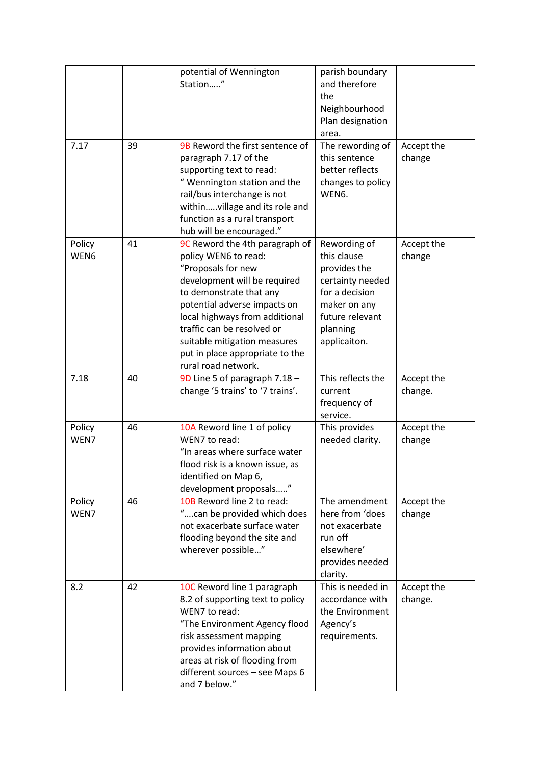| | | potential of Wennington Station….." | parish boundary and therefore the Neighbourhood Plan designation area. | |
|---|---|---|---|---|
| 7.17 | 39 | 9B Reword the first sentence of paragraph 7.17 of the supporting text to read: " Wennington station and the rail/bus interchange is not within…..village and its role and function as a rural transport hub will be encouraged." | The rewording of this sentence better reflects changes to policy WEN6. | Accept the change |
| Policy WEN6 | 41 | 9C Reword the 4th paragraph of policy WEN6 to read: "Proposals for new development will be required to demonstrate that any potential adverse impacts on local highways from additional traffic can be resolved or suitable mitigation measures put in place appropriate to the rural road network. | Rewording of this clause provides the certainty needed for a decision maker on any future relevant planning applicaiton. | Accept the change |
| 7.18 | 40 | 9D Line 5 of paragraph 7.18 – change '5 trains' to '7 trains'. | This reflects the current frequency of service. | Accept the change. |
| Policy WEN7 | 46 | 10A Reword line 1 of policy WEN7 to read: "In areas where surface water flood risk is a known issue, as identified on Map 6, development proposals….." | This provides needed clarity. | Accept the change |
| Policy WEN7 | 46 | 10B Reword line 2 to read: "….can be provided which does not exacerbate surface water flooding beyond the site and wherever possible…" | The amendment here from 'does not exacerbate run off elsewhere' provides needed clarity. | Accept the change |
| 8.2 | 42 | 10C Reword line 1 paragraph 8.2 of supporting text to policy WEN7 to read: "The Environment Agency flood risk assessment mapping provides information about areas at risk of flooding from different sources – see Maps 6 and 7 below." | This is needed in accordance with the Environment Agency's requirements. | Accept the change. |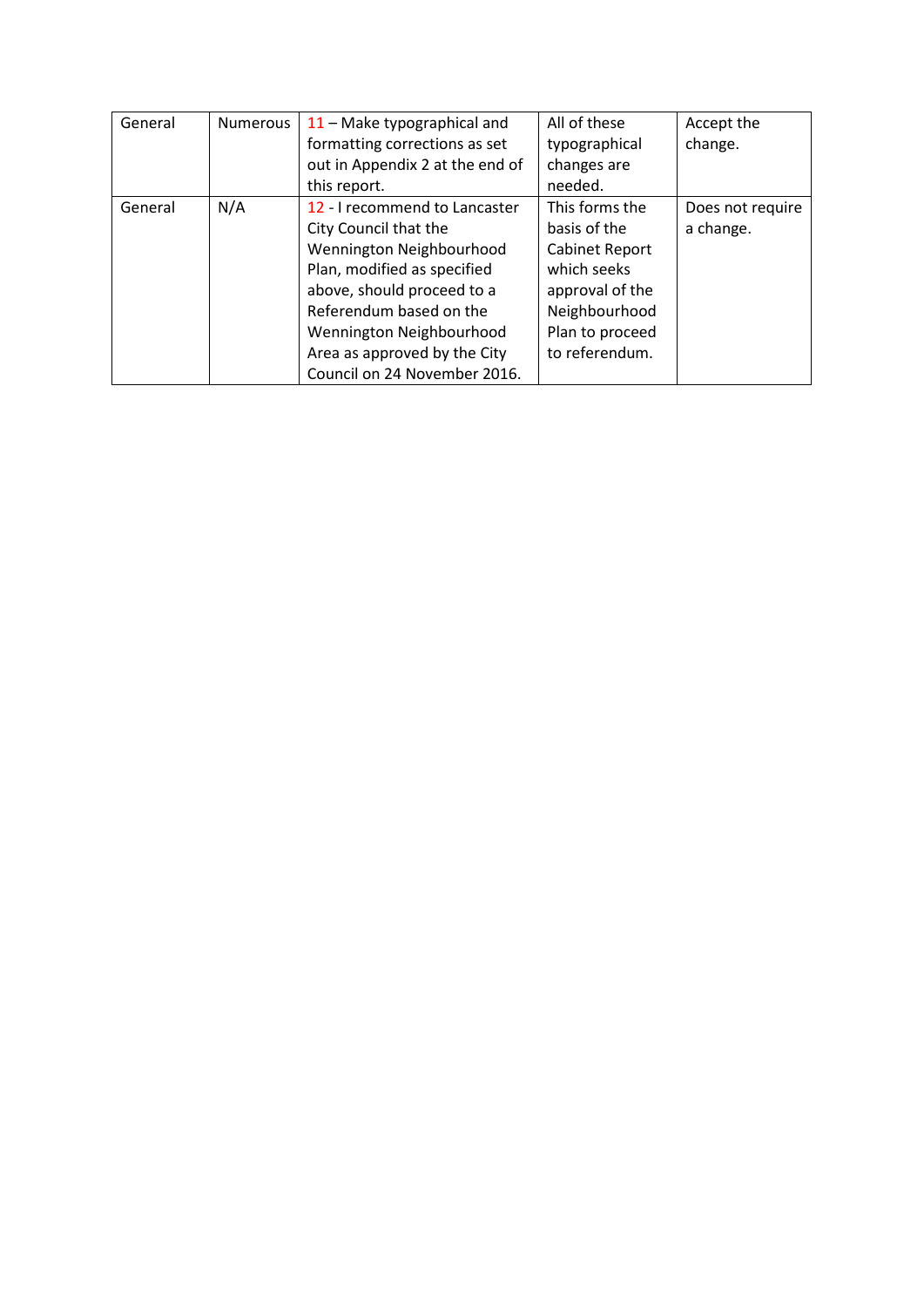| | | | | |
|---|---|---|---|---|
| General | Numerous | 11 – Make typographical and formatting corrections as set out in Appendix 2 at the end of this report. | All of these typographical changes are needed. | Accept the change. |
| General | N/A | 12 - I recommend to Lancaster City Council that the Wennington Neighbourhood Plan, modified as specified above, should proceed to a Referendum based on the Wennington Neighbourhood Area as approved by the City Council on 24 November 2016. | This forms the basis of the Cabinet Report which seeks approval of the Neighbourhood Plan to proceed to referendum. | Does not require a change. |